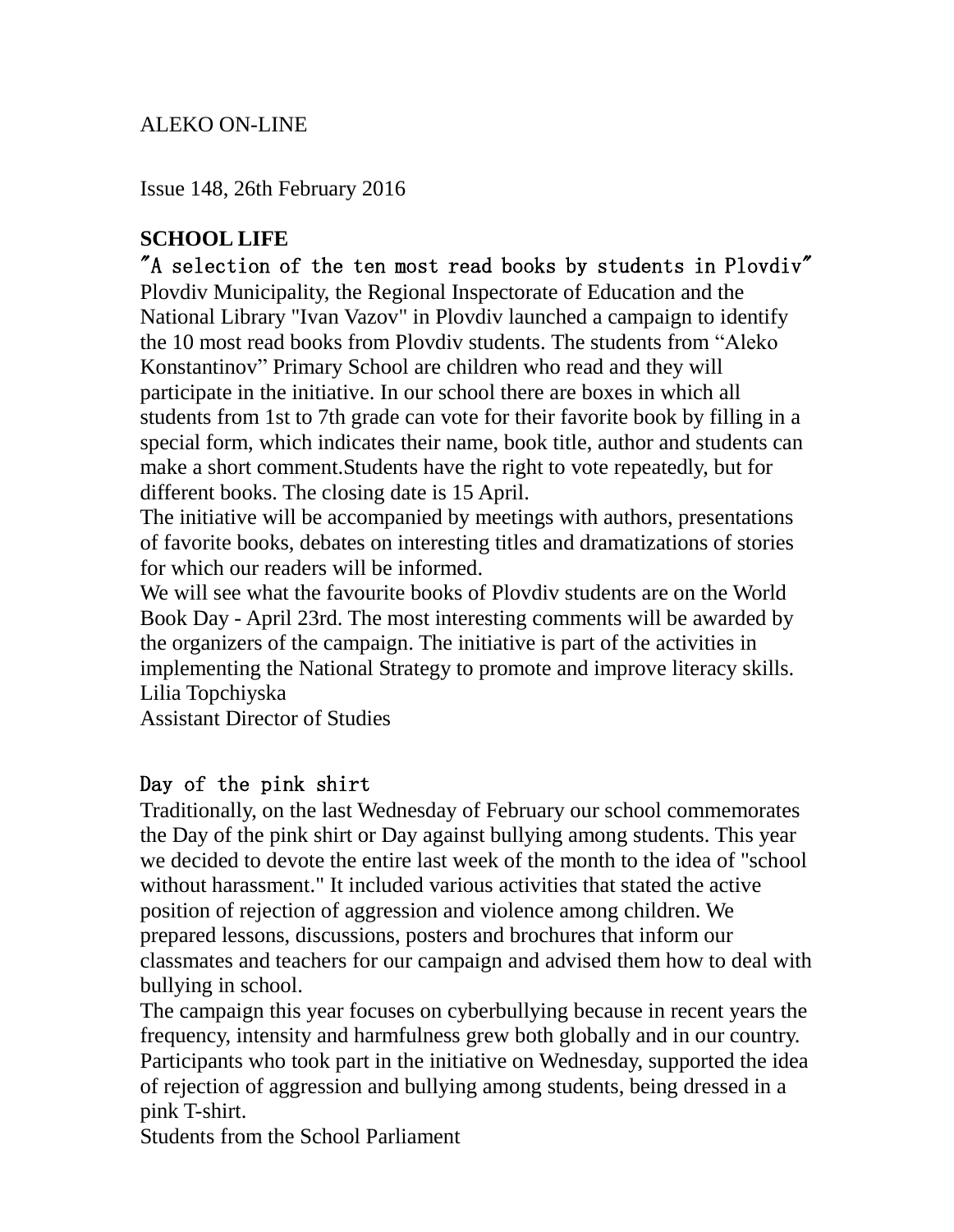ALEKO ON-LINE

Issue 148, 26th February 2016

## SCHOOL LIFE

### "A selection of the ten most read books by students in Plovdiv"

Plovdiv Municipality, the Regional Inspectorate of Education and the National Library "Ivan Vazov" in Plovdiv launched a campaign to identify the 10 most read books from Plovdiv students. The students from "Aleko Konstantinov" Primary School are children who read and they will participate in the initiative. In our school there are boxes in which all students from 1st to 7th grade can vote for their favorite book by filling in a special form, which indicates their name, book title, author and students can make a short comment.Students have the right to vote repeatedly, but for different books. The closing date is 15 April.

The initiative will be accompanied by meetings with authors, presentations of favorite books, debates on interesting titles and dramatizations of stories for which our readers will be informed.

We will see what the favourite books of Plovdiv students are on the World Book Day - April 23rd. The most interesting comments will be awarded by the organizers of the campaign. The initiative is part of the activities in implementing the National Strategy to promote and improve literacy skills.

Lilia Topchiyska
Assistant Director of Studies

### Day of the pink shirt

Traditionally, on the last Wednesday of February our school commemorates the Day of the pink shirt or Day against bullying among students. This year we decided to devote the entire last week of the month to the idea of "school without harassment." It included various activities that stated the active position of rejection of aggression and violence among children. We prepared lessons, discussions, posters and brochures that inform our classmates and teachers for our campaign and advised them how to deal with bullying in school.

The campaign this year focuses on cyberbullying because in recent years the frequency, intensity and harmfulness grew both globally and in our country. Participants who took part in the initiative on Wednesday, supported the idea of rejection of aggression and bullying among students, being dressed in a pink T-shirt.

Students from the School Parliament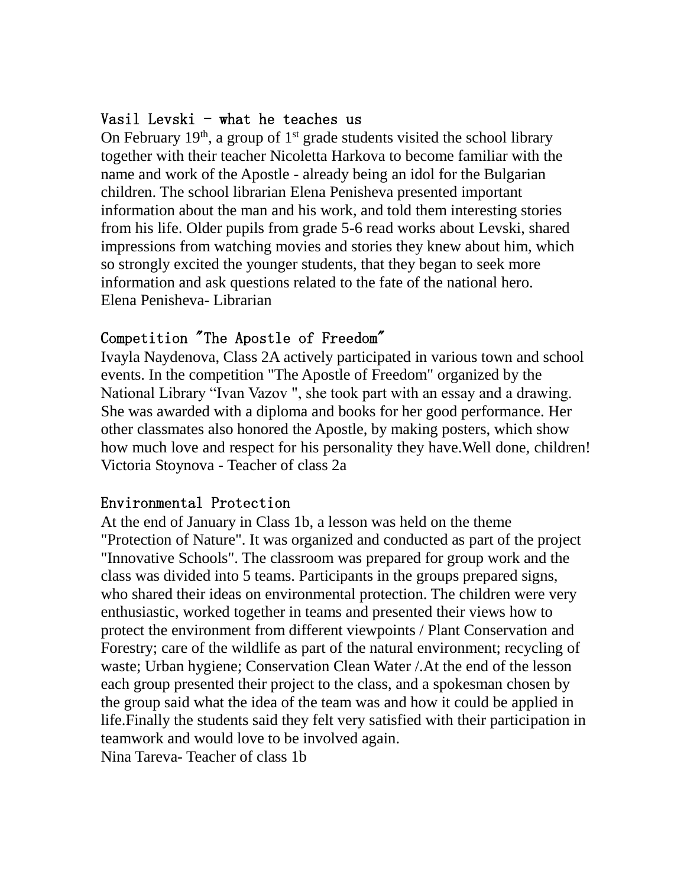## Vasil Levski - what he teaches us

On February 19th, a group of 1st grade students visited the school library together with their teacher Nicoletta Harkova to become familiar with the name and work of the Apostle - already being an idol for the Bulgarian children. The school librarian Elena Penisheva presented important information about the man and his work, and told them interesting stories from his life. Older pupils from grade 5-6 read works about Levski, shared impressions from watching movies and stories they knew about him, which so strongly excited the younger students, that they began to seek more information and ask questions related to the fate of the national hero.
Elena Penisheva- Librarian

## Competition "The Apostle of Freedom"

Ivayla Naydenova, Class 2A actively participated in various town and school events. In the competition "The Apostle of Freedom" organized by the National Library "Ivan Vazov ", she took part with an essay and a drawing. She was awarded with a diploma and books for her good performance. Her other classmates also honored the Apostle, by making posters, which show how much love and respect for his personality they have.Well done, children!
Victoria Stoynova - Teacher of class 2a

## Environmental Protection

At the end of January in Class 1b, a lesson was held on the theme "Protection of Nature". It was organized and conducted as part of the project "Innovative Schools". The classroom was prepared for group work and the class was divided into 5 teams. Participants in the groups prepared signs, who shared their ideas on environmental protection. The children were very enthusiastic, worked together in teams and presented their views how to protect the environment from different viewpoints / Plant Conservation and Forestry; care of the wildlife as part of the natural environment; recycling of waste; Urban hygiene; Conservation Clean Water /.At the end of the lesson each group presented their project to the class, and a spokesman chosen by the group said what the idea of the team was and how it could be applied in life.Finally the students said they felt very satisfied with their participation in teamwork and would love to be involved again.
Nina Tareva- Teacher of class 1b